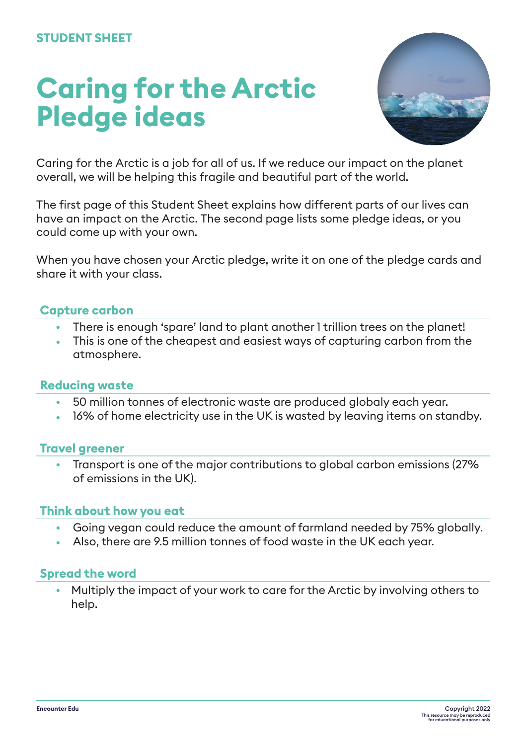STUDENT SHEET

# Caring for the Arctic Pledge ideas

Caring for the Arctic is a job for all of us. If we reduce our impact on the planet overall, we will be helping this fragile and beautiful part of the world.

The first page of this Student Sheet explains how different parts of our lives can have an impact on the Arctic. The second page lists some pledge ideas, or you could come up with your own.

When you have chosen your Arctic pledge, write it on one of the pledge cards and share it with your class.

## Capture carbon

- There is enough 'spare' land to plant another 1 trillion trees on the planet!
- This is one of the cheapest and easiest ways of capturing carbon from the atmosphere.

## Reducing waste

- 50 million tonnes of electronic waste are produced globaly each year.
- 16% of home electricity use in the UK is wasted by leaving items on standby.

## Travel greener

- Transport is one of the major contributions to global carbon emissions (27% of emissions in the UK).

## Think about how you eat

- Going vegan could reduce the amount of farmland needed by 75% globally.
- Also, there are 9.5 million tonnes of food waste in the UK each year.

## Spread the word

- Multiply the impact of your work to care for the Arctic by involving others to help.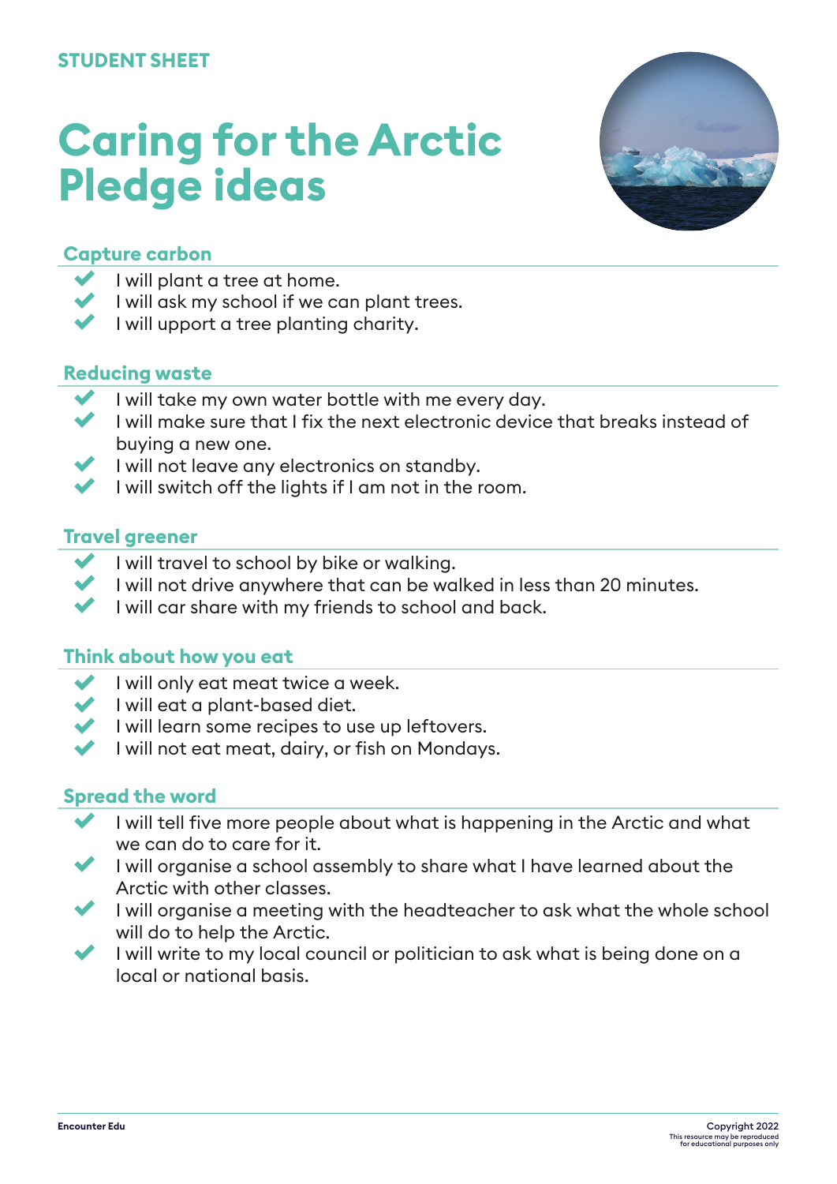STUDENT SHEET

# Caring for the Arctic Pledge ideas

## Capture carbon

- I will plant a tree at home.
- I will ask my school if we can plant trees.
- I will upport a tree planting charity.

## Reducing waste

- I will take my own water bottle with me every day.
- I will make sure that I fix the next electronic device that breaks instead of buying a new one.
- I will not leave any electronics on standby.
- I will switch off the lights if I am not in the room.

## Travel greener

- I will travel to school by bike or walking.
- I will not drive anywhere that can be walked in less than 20 minutes.
- I will car share with my friends to school and back.

## Think about how you eat

- I will only eat meat twice a week.
- I will eat a plant-based diet.
- I will learn some recipes to use up leftovers.
- I will not eat meat, dairy, or fish on Mondays.

## Spread the word

- I will tell five more people about what is happening in the Arctic and what we can do to care for it.
- I will organise a school assembly to share what I have learned about the Arctic with other classes.
- I will organise a meeting with the headteacher to ask what the whole school will do to help the Arctic.
- I will write to my local council or politician to ask what is being done on a local or national basis.

Encounter Edu

Copyright 2022
This resource may be reproduced for educational purposes only